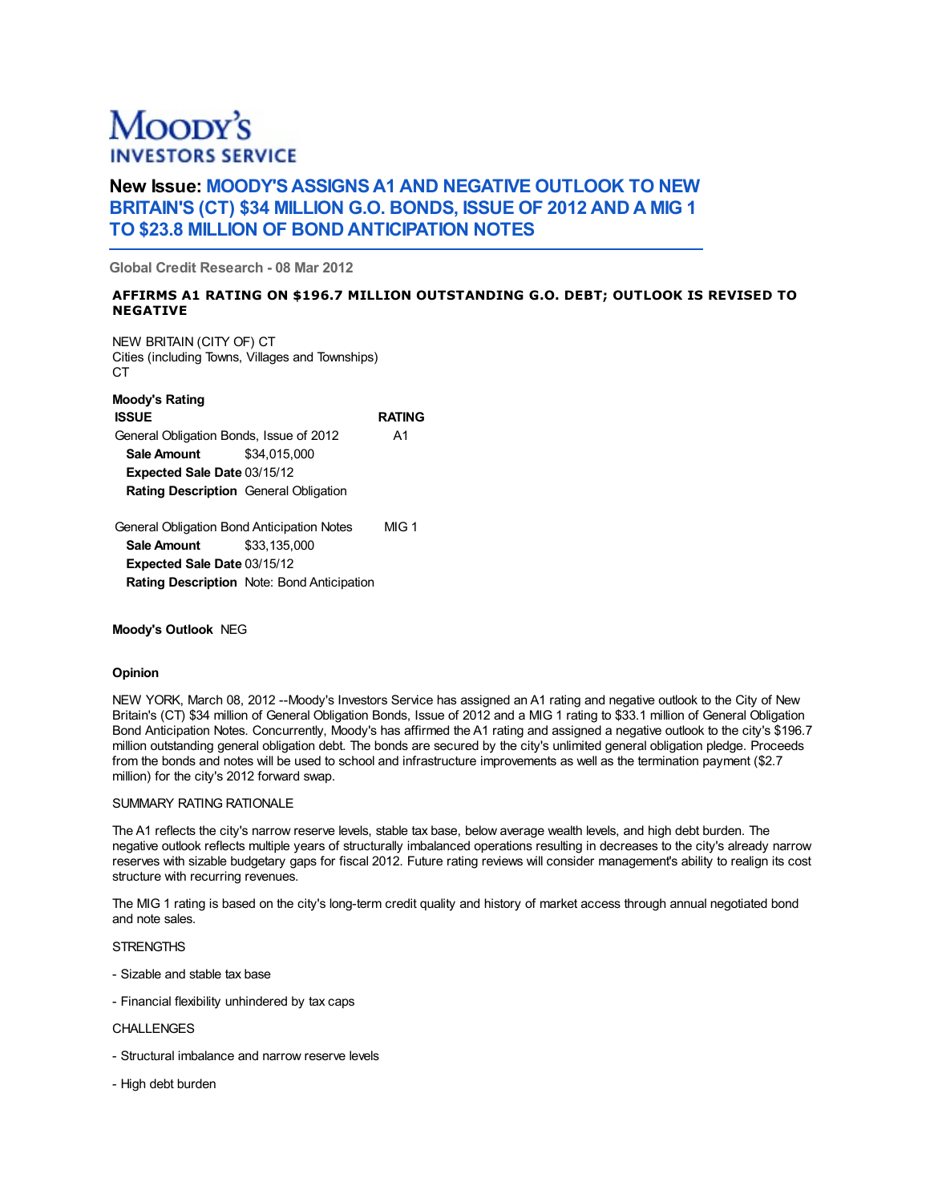Moody's Investors Service

# New Issue: MOODY'S ASSIGNS A1 AND NEGATIVE OUTLOOK TO NEW BRITAIN'S (CT) $34 MILLION G.O. BONDS, ISSUE OF 2012 AND A MIG 1 TO $23.8 MILLION OF BOND ANTICIPATION NOTES

Global Credit Research - 08 Mar 2012

**AFFIRMS A1 RATING ON $196.7 MILLION OUTSTANDING G.O. DEBT; OUTLOOK IS REVISED TO NEGATIVE**

NEW BRITAIN (CITY OF) CT
Cities (including Towns, Villages and Townships)
CT

**Moody's Rating**

| ISSUE | RATING |
|---|---|
| General Obligation Bonds, Issue of 2012 | A1 |
| **Sale Amount** $34,015,000 | |
| **Expected Sale Date** 03/15/12 | |
| **Rating Description** General Obligation | |
| General Obligation Bond Anticipation Notes | MIG 1 |
| **Sale Amount** $33,135,000 | |
| **Expected Sale Date** 03/15/12 | |
| **Rating Description** Note: Bond Anticipation | |

**Moody's Outlook** NEG

**Opinion**

NEW YORK, March 08, 2012 --Moody's Investors Service has assigned an A1 rating and negative outlook to the City of New Britain's (CT) $34 million of General Obligation Bonds, Issue of 2012 and a MIG 1 rating to $33.1 million of General Obligation Bond Anticipation Notes. Concurrently, Moody's has affirmed the A1 rating and assigned a negative outlook to the city's $196.7 million outstanding general obligation debt. The bonds are secured by the city's unlimited general obligation pledge. Proceeds from the bonds and notes will be used to school and infrastructure improvements as well as the termination payment ($2.7 million) for the city's 2012 forward swap.

SUMMARY RATING RATIONALE

The A1 reflects the city's narrow reserve levels, stable tax base, below average wealth levels, and high debt burden. The negative outlook reflects multiple years of structurally imbalanced operations resulting in decreases to the city's already narrow reserves with sizable budgetary gaps for fiscal 2012. Future rating reviews will consider management's ability to realign its cost structure with recurring revenues.

The MIG 1 rating is based on the city's long-term credit quality and history of market access through annual negotiated bond and note sales.

STRENGTHS

- Sizable and stable tax base

- Financial flexibility unhindered by tax caps

CHALLENGES

- Structural imbalance and narrow reserve levels

- High debt burden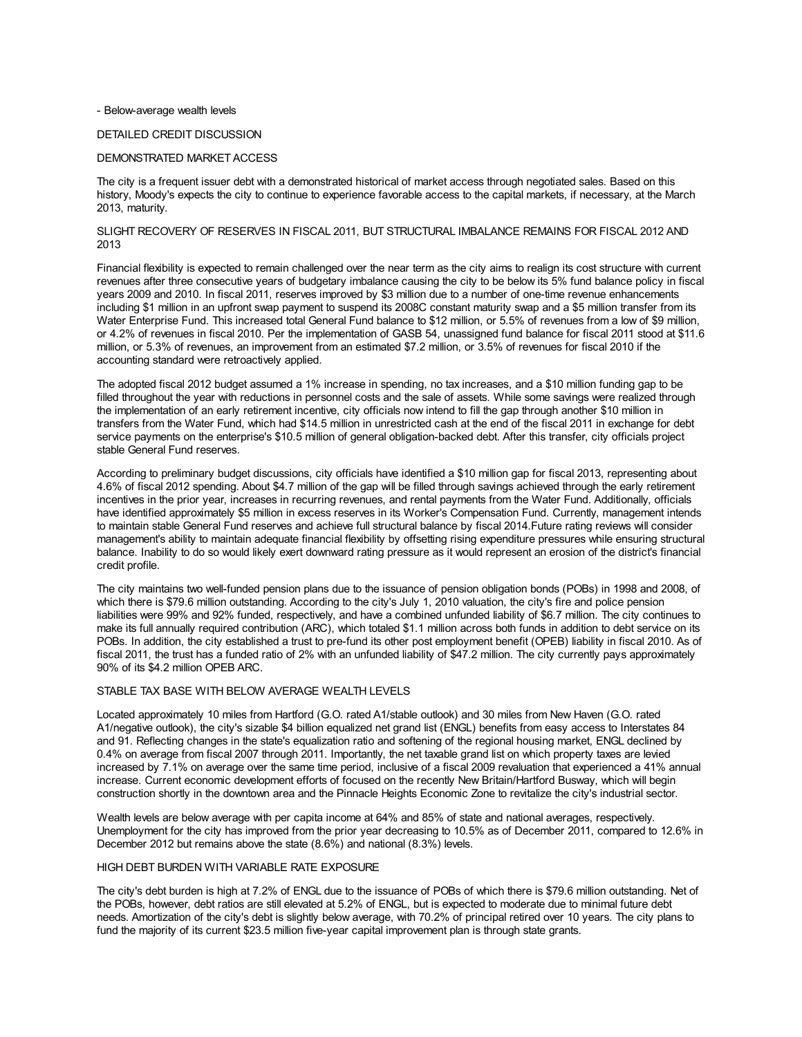- Below-average wealth levels

## DETAILED CREDIT DISCUSSION

### DEMONSTRATED MARKET ACCESS

The city is a frequent issuer debt with a demonstrated historical of market access through negotiated sales. Based on this history, Moody's expects the city to continue to experience favorable access to the capital markets, if necessary, at the March 2013, maturity.

### SLIGHT RECOVERY OF RESERVES IN FISCAL 2011, BUT STRUCTURAL IMBALANCE REMAINS FOR FISCAL 2012 AND 2013

Financial flexibility is expected to remain challenged over the near term as the city aims to realign its cost structure with current revenues after three consecutive years of budgetary imbalance causing the city to be below its 5% fund balance policy in fiscal years 2009 and 2010. In fiscal 2011, reserves improved by $3 million due to a number of one-time revenue enhancements including $1 million in an upfront swap payment to suspend its 2008C constant maturity swap and a $5 million transfer from its Water Enterprise Fund. This increased total General Fund balance to $12 million, or 5.5% of revenues from a low of $9 million, or 4.2% of revenues in fiscal 2010. Per the implementation of GASB 54, unassigned fund balance for fiscal 2011 stood at $11.6 million, or 5.3% of revenues, an improvement from an estimated $7.2 million, or 3.5% of revenues for fiscal 2010 if the accounting standard were retroactively applied.

The adopted fiscal 2012 budget assumed a 1% increase in spending, no tax increases, and a $10 million funding gap to be filled throughout the year with reductions in personnel costs and the sale of assets. While some savings were realized through the implementation of an early retirement incentive, city officials now intend to fill the gap through another $10 million in transfers from the Water Fund, which had $14.5 million in unrestricted cash at the end of the fiscal 2011 in exchange for debt service payments on the enterprise's $10.5 million of general obligation-backed debt. After this transfer, city officials project stable General Fund reserves.

According to preliminary budget discussions, city officials have identified a $10 million gap for fiscal 2013, representing about 4.6% of fiscal 2012 spending. About $4.7 million of the gap will be filled through savings achieved through the early retirement incentives in the prior year, increases in recurring revenues, and rental payments from the Water Fund. Additionally, officials have identified approximately $5 million in excess reserves in its Worker's Compensation Fund. Currently, management intends to maintain stable General Fund reserves and achieve full structural balance by fiscal 2014.Future rating reviews will consider management's ability to maintain adequate financial flexibility by offsetting rising expenditure pressures while ensuring structural balance. Inability to do so would likely exert downward rating pressure as it would represent an erosion of the district's financial credit profile.

The city maintains two well-funded pension plans due to the issuance of pension obligation bonds (POBs) in 1998 and 2008, of which there is $79.6 million outstanding. According to the city's July 1, 2010 valuation, the city's fire and police pension liabilities were 99% and 92% funded, respectively, and have a combined unfunded liability of $6.7 million. The city continues to make its full annually required contribution (ARC), which totaled $1.1 million across both funds in addition to debt service on its POBs. In addition, the city established a trust to pre-fund its other post employment benefit (OPEB) liability in fiscal 2010. As of fiscal 2011, the trust has a funded ratio of 2% with an unfunded liability of $47.2 million. The city currently pays approximately 90% of its $4.2 million OPEB ARC.

### STABLE TAX BASE WITH BELOW AVERAGE WEALTH LEVELS

Located approximately 10 miles from Hartford (G.O. rated A1/stable outlook) and 30 miles from New Haven (G.O. rated A1/negative outlook), the city's sizable $4 billion equalized net grand list (ENGL) benefits from easy access to Interstates 84 and 91. Reflecting changes in the state's equalization ratio and softening of the regional housing market, ENGL declined by 0.4% on average from fiscal 2007 through 2011. Importantly, the net taxable grand list on which property taxes are levied increased by 7.1% on average over the same time period, inclusive of a fiscal 2009 revaluation that experienced a 41% annual increase. Current economic development efforts of focused on the recently New Britain/Hartford Busway, which will begin construction shortly in the downtown area and the Pinnacle Heights Economic Zone to revitalize the city's industrial sector.

Wealth levels are below average with per capita income at 64% and 85% of state and national averages, respectively. Unemployment for the city has improved from the prior year decreasing to 10.5% as of December 2011, compared to 12.6% in December 2012 but remains above the state (8.6%) and national (8.3%) levels.

### HIGH DEBT BURDEN WITH VARIABLE RATE EXPOSURE

The city's debt burden is high at 7.2% of ENGL due to the issuance of POBs of which there is $79.6 million outstanding. Net of the POBs, however, debt ratios are still elevated at 5.2% of ENGL, but is expected to moderate due to minimal future debt needs. Amortization of the city's debt is slightly below average, with 70.2% of principal retired over 10 years. The city plans to fund the majority of its current $23.5 million five-year capital improvement plan is through state grants.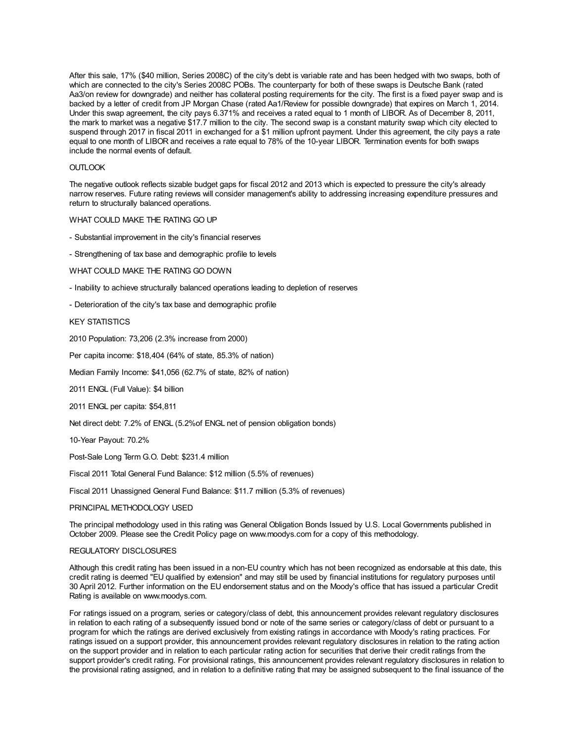After this sale, 17% ($40 million, Series 2008C) of the city's debt is variable rate and has been hedged with two swaps, both of which are connected to the city's Series 2008C POBs. The counterparty for both of these swaps is Deutsche Bank (rated Aa3/on review for downgrade) and neither has collateral posting requirements for the city. The first is a fixed payer swap and is backed by a letter of credit from JP Morgan Chase (rated Aa1/Review for possible downgrade) that expires on March 1, 2014. Under this swap agreement, the city pays 6.371% and receives a rated equal to 1 month of LIBOR. As of December 8, 2011, the mark to market was a negative $17.7 million to the city. The second swap is a constant maturity swap which city elected to suspend through 2017 in fiscal 2011 in exchanged for a $1 million upfront payment. Under this agreement, the city pays a rate equal to one month of LIBOR and receives a rate equal to 78% of the 10-year LIBOR. Termination events for both swaps include the normal events of default.

OUTLOOK

The negative outlook reflects sizable budget gaps for fiscal 2012 and 2013 which is expected to pressure the city's already narrow reserves. Future rating reviews will consider management's ability to addressing increasing expenditure pressures and return to structurally balanced operations.

WHAT COULD MAKE THE RATING GO UP

- Substantial improvement in the city's financial reserves

- Strengthening of tax base and demographic profile to levels

WHAT COULD MAKE THE RATING GO DOWN

- Inability to achieve structurally balanced operations leading to depletion of reserves

- Deterioration of the city's tax base and demographic profile

KEY STATISTICS

2010 Population: 73,206 (2.3% increase from 2000)

Per capita income: $18,404 (64% of state, 85.3% of nation)

Median Family Income: $41,056 (62.7% of state, 82% of nation)

2011 ENGL (Full Value): $4 billion

2011 ENGL per capita: $54,811

Net direct debt: 7.2% of ENGL (5.2%of ENGL net of pension obligation bonds)

10-Year Payout: 70.2%

Post-Sale Long Term G.O. Debt: $231.4 million

Fiscal 2011 Total General Fund Balance: $12 million (5.5% of revenues)

Fiscal 2011 Unassigned General Fund Balance: $11.7 million (5.3% of revenues)

PRINCIPAL METHODOLOGY USED

The principal methodology used in this rating was General Obligation Bonds Issued by U.S. Local Governments published in October 2009. Please see the Credit Policy page on www.moodys.com for a copy of this methodology.

REGULATORY DISCLOSURES

Although this credit rating has been issued in a non-EU country which has not been recognized as endorsable at this date, this credit rating is deemed "EU qualified by extension" and may still be used by financial institutions for regulatory purposes until 30 April 2012. Further information on the EU endorsement status and on the Moody's office that has issued a particular Credit Rating is available on www.moodys.com.

For ratings issued on a program, series or category/class of debt, this announcement provides relevant regulatory disclosures in relation to each rating of a subsequently issued bond or note of the same series or category/class of debt or pursuant to a program for which the ratings are derived exclusively from existing ratings in accordance with Moody's rating practices. For ratings issued on a support provider, this announcement provides relevant regulatory disclosures in relation to the rating action on the support provider and in relation to each particular rating action for securities that derive their credit ratings from the support provider's credit rating. For provisional ratings, this announcement provides relevant regulatory disclosures in relation to the provisional rating assigned, and in relation to a definitive rating that may be assigned subsequent to the final issuance of the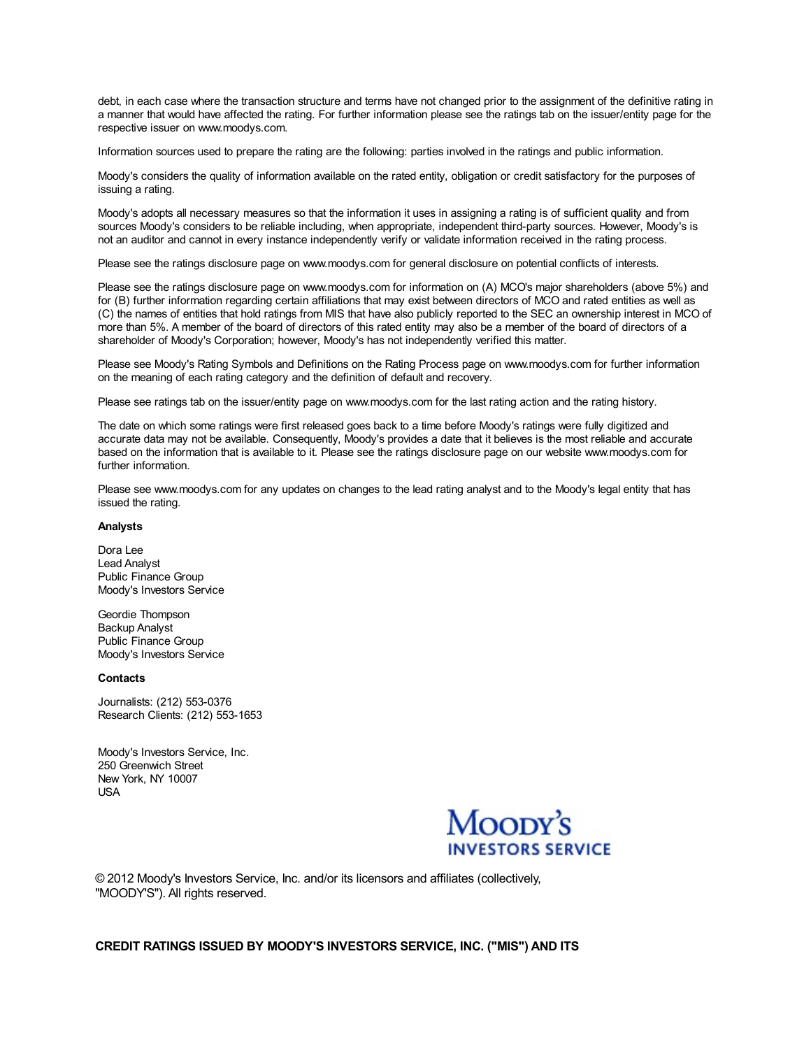debt, in each case where the transaction structure and terms have not changed prior to the assignment of the definitive rating in a manner that would have affected the rating. For further information please see the ratings tab on the issuer/entity page for the respective issuer on www.moodys.com.

Information sources used to prepare the rating are the following: parties involved in the ratings and public information.

Moody's considers the quality of information available on the rated entity, obligation or credit satisfactory for the purposes of issuing a rating.

Moody's adopts all necessary measures so that the information it uses in assigning a rating is of sufficient quality and from sources Moody's considers to be reliable including, when appropriate, independent third-party sources. However, Moody's is not an auditor and cannot in every instance independently verify or validate information received in the rating process.

Please see the ratings disclosure page on www.moodys.com for general disclosure on potential conflicts of interests.

Please see the ratings disclosure page on www.moodys.com for information on (A) MCO's major shareholders (above 5%) and for (B) further information regarding certain affiliations that may exist between directors of MCO and rated entities as well as (C) the names of entities that hold ratings from MIS that have also publicly reported to the SEC an ownership interest in MCO of more than 5%. A member of the board of directors of this rated entity may also be a member of the board of directors of a shareholder of Moody's Corporation; however, Moody's has not independently verified this matter.

Please see Moody's Rating Symbols and Definitions on the Rating Process page on www.moodys.com for further information on the meaning of each rating category and the definition of default and recovery.

Please see ratings tab on the issuer/entity page on www.moodys.com for the last rating action and the rating history.

The date on which some ratings were first released goes back to a time before Moody's ratings were fully digitized and accurate data may not be available. Consequently, Moody's provides a date that it believes is the most reliable and accurate based on the information that is available to it. Please see the ratings disclosure page on our website www.moodys.com for further information.

Please see www.moodys.com for any updates on changes to the lead rating analyst and to the Moody's legal entity that has issued the rating.

**Analysts**

Dora Lee
Lead Analyst
Public Finance Group
Moody's Investors Service

Geordie Thompson
Backup Analyst
Public Finance Group
Moody's Investors Service

**Contacts**

Journalists: (212) 553-0376
Research Clients: (212) 553-1653

Moody's Investors Service, Inc.
250 Greenwich Street
New York, NY 10007
USA

MOODY'S INVESTORS SERVICE

© 2012 Moody's Investors Service, Inc. and/or its licensors and affiliates (collectively, "MOODY'S"). All rights reserved.

**CREDIT RATINGS ISSUED BY MOODY'S INVESTORS SERVICE, INC. ("MIS") AND ITS**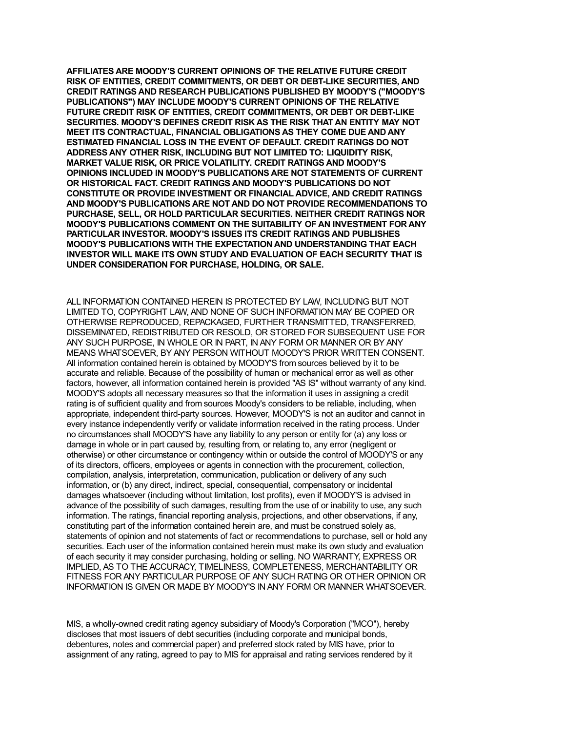**AFFILIATES ARE MOODY'S CURRENT OPINIONS OF THE RELATIVE FUTURE CREDIT RISK OF ENTITIES, CREDIT COMMITMENTS, OR DEBT OR DEBT-LIKE SECURITIES, AND CREDIT RATINGS AND RESEARCH PUBLICATIONS PUBLISHED BY MOODY'S ("MOODY'S PUBLICATIONS") MAY INCLUDE MOODY'S CURRENT OPINIONS OF THE RELATIVE FUTURE CREDIT RISK OF ENTITIES, CREDIT COMMITMENTS, OR DEBT OR DEBT-LIKE SECURITIES. MOODY'S DEFINES CREDIT RISK AS THE RISK THAT AN ENTITY MAY NOT MEET ITS CONTRACTUAL, FINANCIAL OBLIGATIONS AS THEY COME DUE AND ANY ESTIMATED FINANCIAL LOSS IN THE EVENT OF DEFAULT. CREDIT RATINGS DO NOT ADDRESS ANY OTHER RISK, INCLUDING BUT NOT LIMITED TO: LIQUIDITY RISK, MARKET VALUE RISK, OR PRICE VOLATILITY. CREDIT RATINGS AND MOODY'S OPINIONS INCLUDED IN MOODY'S PUBLICATIONS ARE NOT STATEMENTS OF CURRENT OR HISTORICAL FACT. CREDIT RATINGS AND MOODY'S PUBLICATIONS DO NOT CONSTITUTE OR PROVIDE INVESTMENT OR FINANCIAL ADVICE, AND CREDIT RATINGS AND MOODY'S PUBLICATIONS ARE NOT AND DO NOT PROVIDE RECOMMENDATIONS TO PURCHASE, SELL, OR HOLD PARTICULAR SECURITIES. NEITHER CREDIT RATINGS NOR MOODY'S PUBLICATIONS COMMENT ON THE SUITABILITY OF AN INVESTMENT FOR ANY PARTICULAR INVESTOR. MOODY'S ISSUES ITS CREDIT RATINGS AND PUBLISHES MOODY'S PUBLICATIONS WITH THE EXPECTATION AND UNDERSTANDING THAT EACH INVESTOR WILL MAKE ITS OWN STUDY AND EVALUATION OF EACH SECURITY THAT IS UNDER CONSIDERATION FOR PURCHASE, HOLDING, OR SALE.**

ALL INFORMATION CONTAINED HEREIN IS PROTECTED BY LAW, INCLUDING BUT NOT LIMITED TO, COPYRIGHT LAW, AND NONE OF SUCH INFORMATION MAY BE COPIED OR OTHERWISE REPRODUCED, REPACKAGED, FURTHER TRANSMITTED, TRANSFERRED, DISSEMINATED, REDISTRIBUTED OR RESOLD, OR STORED FOR SUBSEQUENT USE FOR ANY SUCH PURPOSE, IN WHOLE OR IN PART, IN ANY FORM OR MANNER OR BY ANY MEANS WHATSOEVER, BY ANY PERSON WITHOUT MOODY'S PRIOR WRITTEN CONSENT. All information contained herein is obtained by MOODY'S from sources believed by it to be accurate and reliable. Because of the possibility of human or mechanical error as well as other factors, however, all information contained herein is provided "AS IS" without warranty of any kind. MOODY'S adopts all necessary measures so that the information it uses in assigning a credit rating is of sufficient quality and from sources Moody's considers to be reliable, including, when appropriate, independent third-party sources. However, MOODY'S is not an auditor and cannot in every instance independently verify or validate information received in the rating process. Under no circumstances shall MOODY'S have any liability to any person or entity for (a) any loss or damage in whole or in part caused by, resulting from, or relating to, any error (negligent or otherwise) or other circumstance or contingency within or outside the control of MOODY'S or any of its directors, officers, employees or agents in connection with the procurement, collection, compilation, analysis, interpretation, communication, publication or delivery of any such information, or (b) any direct, indirect, special, consequential, compensatory or incidental damages whatsoever (including without limitation, lost profits), even if MOODY'S is advised in advance of the possibility of such damages, resulting from the use of or inability to use, any such information. The ratings, financial reporting analysis, projections, and other observations, if any, constituting part of the information contained herein are, and must be construed solely as, statements of opinion and not statements of fact or recommendations to purchase, sell or hold any securities. Each user of the information contained herein must make its own study and evaluation of each security it may consider purchasing, holding or selling. NO WARRANTY, EXPRESS OR IMPLIED, AS TO THE ACCURACY, TIMELINESS, COMPLETENESS, MERCHANTABILITY OR FITNESS FOR ANY PARTICULAR PURPOSE OF ANY SUCH RATING OR OTHER OPINION OR INFORMATION IS GIVEN OR MADE BY MOODY'S IN ANY FORM OR MANNER WHATSOEVER.

MIS, a wholly-owned credit rating agency subsidiary of Moody's Corporation ("MCO"), hereby discloses that most issuers of debt securities (including corporate and municipal bonds, debentures, notes and commercial paper) and preferred stock rated by MIS have, prior to assignment of any rating, agreed to pay to MIS for appraisal and rating services rendered by it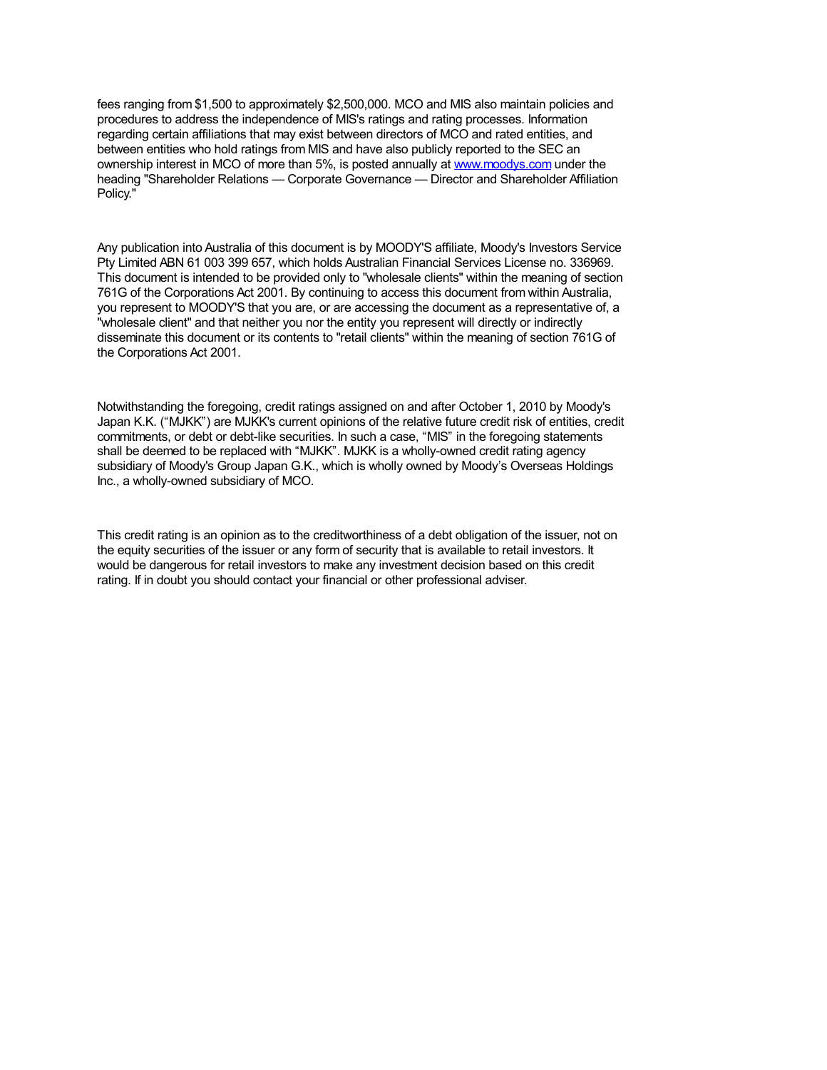fees ranging from $1,500 to approximately $2,500,000. MCO and MIS also maintain policies and procedures to address the independence of MIS's ratings and rating processes. Information regarding certain affiliations that may exist between directors of MCO and rated entities, and between entities who hold ratings from MIS and have also publicly reported to the SEC an ownership interest in MCO of more than 5%, is posted annually at [www.moodys.com](http://www.moodys.com) under the heading "Shareholder Relations — Corporate Governance — Director and Shareholder Affiliation Policy."

Any publication into Australia of this document is by MOODY'S affiliate, Moody's Investors Service Pty Limited ABN 61 003 399 657, which holds Australian Financial Services License no. 336969. This document is intended to be provided only to "wholesale clients" within the meaning of section 761G of the Corporations Act 2001. By continuing to access this document from within Australia, you represent to MOODY'S that you are, or are accessing the document as a representative of, a "wholesale client" and that neither you nor the entity you represent will directly or indirectly disseminate this document or its contents to "retail clients" within the meaning of section 761G of the Corporations Act 2001.

Notwithstanding the foregoing, credit ratings assigned on and after October 1, 2010 by Moody's Japan K.K. ("MJKK") are MJKK's current opinions of the relative future credit risk of entities, credit commitments, or debt or debt-like securities. In such a case, "MIS" in the foregoing statements shall be deemed to be replaced with "MJKK". MJKK is a wholly-owned credit rating agency subsidiary of Moody's Group Japan G.K., which is wholly owned by Moody's Overseas Holdings Inc., a wholly-owned subsidiary of MCO.

This credit rating is an opinion as to the creditworthiness of a debt obligation of the issuer, not on the equity securities of the issuer or any form of security that is available to retail investors. It would be dangerous for retail investors to make any investment decision based on this credit rating. If in doubt you should contact your financial or other professional adviser.